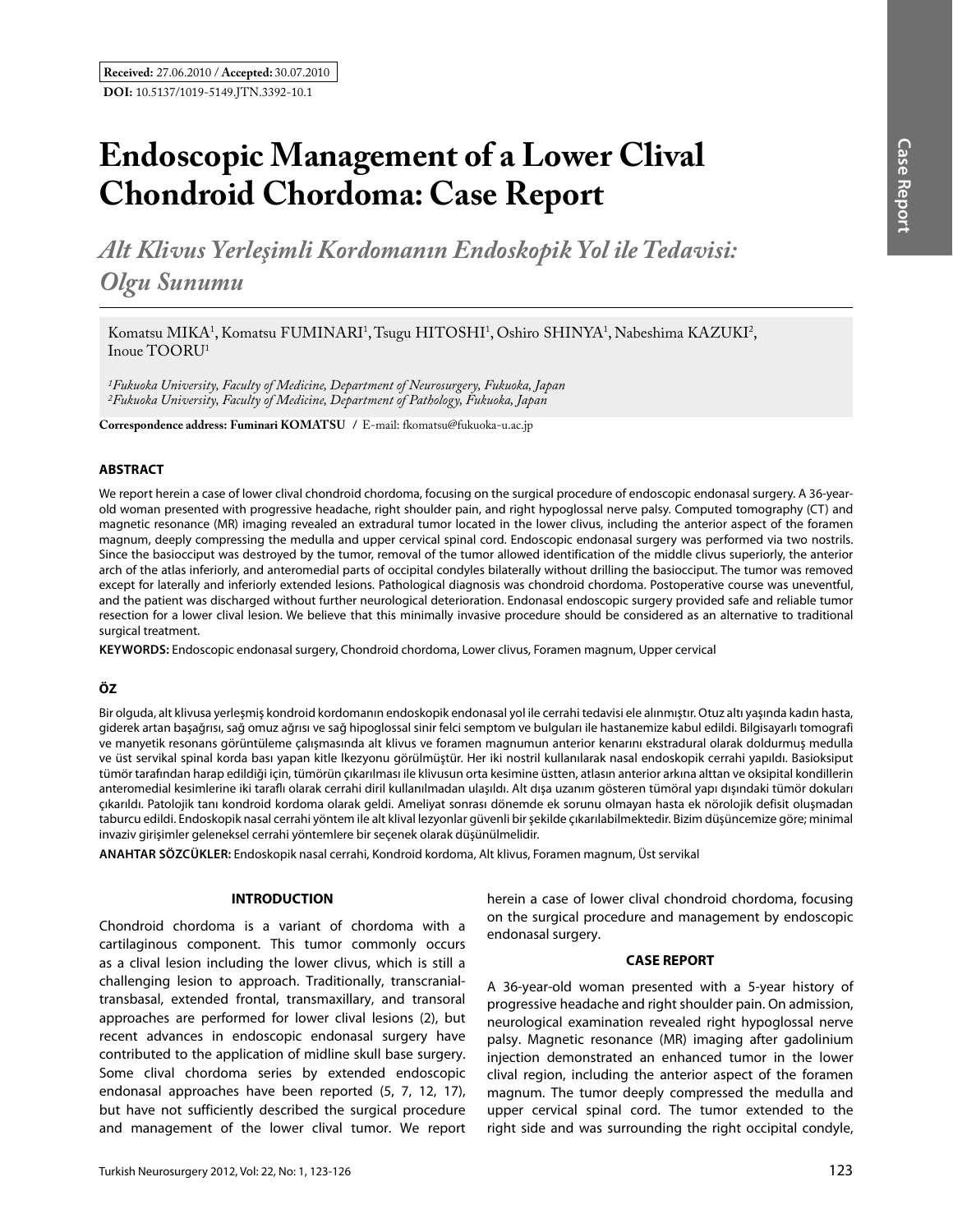**Received:** 27.06.2010 / **Accepted:** 30.07.2010

**DOI:** 10.5137/1019-5149.JTN.3392-10.1

# Endoscopic Management of a Lower Clival Chondroid Chordoma: Case Report

## *Alt Klivus Yerleşimli Kordomanın Endoskopik Yol ile Tedavisi: Olgu Sunumu*

Komatsu MIKA[1], Komatsu FUMINARI[1], Tsugu HITOSHI[1], Oshiro SHINYA[1], Nabeshima KAZUKI[2], Inoue TOORU[1]

*[1]Fukuoka University, Faculty of Medicine, Department of Neurosurgery, Fukuoka, Japan*
*[2]Fukuoka University, Faculty of Medicine, Department of Pathology, Fukuoka, Japan*

**Correspondence address: Fuminari KOMATSU** / E-mail: fkomatsu@fukuoka-u.ac.jp

### ABSTRACT

We report herein a case of lower clival chondroid chordoma, focusing on the surgical procedure of endoscopic endonasal surgery. A 36-year-old woman presented with progressive headache, right shoulder pain, and right hypoglossal nerve palsy. Computed tomography (CT) and magnetic resonance (MR) imaging revealed an extradural tumor located in the lower clivus, including the anterior aspect of the foramen magnum, deeply compressing the medulla and upper cervical spinal cord. Endoscopic endonasal surgery was performed via two nostrils. Since the basiocciput was destroyed by the tumor, removal of the tumor allowed identification of the middle clivus superiorly, the anterior arch of the atlas inferiorly, and anteromedial parts of occipital condyles bilaterally without drilling the basiocciput. The tumor was removed except for laterally and inferiorly extended lesions. Pathological diagnosis was chondroid chordoma. Postoperative course was uneventful, and the patient was discharged without further neurological deterioration. Endonasal endoscopic surgery provided safe and reliable tumor resection for a lower clival lesion. We believe that this minimally invasive procedure should be considered as an alternative to traditional surgical treatment.

**KEYWORDS:** Endoscopic endonasal surgery, Chondroid chordoma, Lower clivus, Foramen magnum, Upper cervical

### ÖZ

Bir olguda, alt klivusa yerleşmiş kondroid kordomanın endoskopik endonasal yol ile cerrahi tedavisi ele alınmıştır. Otuz altı yaşında kadın hasta, giderek artan başağrısı, sağ omuz ağrısı ve sağ hipoglossal sinir felci semptom ve bulguları ile hastanemize kabul edildi. Bilgisayarlı tomografi ve manyetik resonans görüntüleme çalışmasında alt klivus ve foramen magnumun anterior kenarını ekstradural olarak doldurmuş medulla ve üst servikal spinal korda bası yapan kitle lkezyonu görülmüştür. Her iki nostril kullanılarak nasal endoskopik cerrahi yapıldı. Basioksiput tümör tarafından harap edildiği için, tümörün çıkarılması ile klivusun orta kesimine üstten, atlasın anterior arkına alttan ve oksipital kondillerin anteromedial kesimlerine iki taraflı olarak cerrahi diril kullanılmadan ulaşıldı. Alt dışa uzanım gösteren tümöral yapı dışındaki tümör dokuları çıkarıldı. Patolojik tanı kondroid kordoma olarak geldi. Ameliyat sonrası dönemde ek sorunu olmayan hasta ek nörolojik defisit oluşmadan taburcu edildi. Endoskopik nasal cerrahi yöntem ile alt klival lezyonlar güvenli bir şekilde çıkarılabilmektedir. Bizim düşüncemize göre; minimal invaziv girişimler geleneksel cerrahi yöntemlere bir seçenek olarak düşünülmelidir.

**ANAHTAR SÖZCÜKLER:** Endoskopik nasal cerrahi, Kondroid kordoma, Alt klivus, Foramen magnum, Üst servikal

### INTRODUCTION

Chondroid chordoma is a variant of chordoma with a cartilaginous component. This tumor commonly occurs as a clival lesion including the lower clivus, which is still a challenging lesion to approach. Traditionally, transcranial-transbasal, extended frontal, transmaxillary, and transoral approaches are performed for lower clival lesions (2), but recent advances in endoscopic endonasal surgery have contributed to the application of midline skull base surgery. Some clival chordoma series by extended endoscopic endonasal approaches have been reported (5, 7, 12, 17), but have not sufficiently described the surgical procedure and management of the lower clival tumor. We report herein a case of lower clival chondroid chordoma, focusing on the surgical procedure and management by endoscopic endonasal surgery.

### CASE REPORT

A 36-year-old woman presented with a 5-year history of progressive headache and right shoulder pain. On admission, neurological examination revealed right hypoglossal nerve palsy. Magnetic resonance (MR) imaging after gadolinium injection demonstrated an enhanced tumor in the lower clival region, including the anterior aspect of the foramen magnum. The tumor deeply compressed the medulla and upper cervical spinal cord. The tumor extended to the right side and was surrounding the right occipital condyle,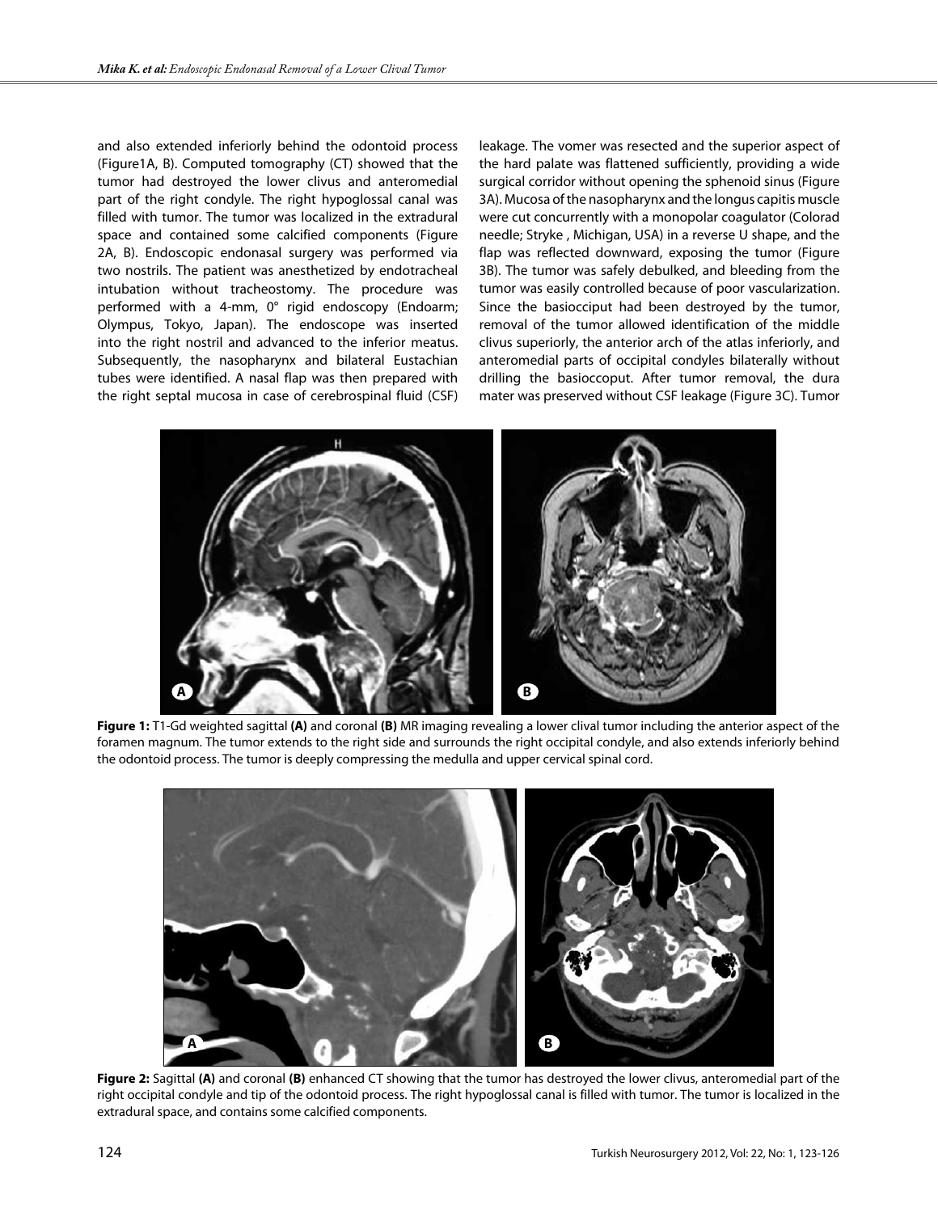and also extended inferiorly behind the odontoid process (Figure1A, B). Computed tomography (CT) showed that the tumor had destroyed the lower clivus and anteromedial part of the right condyle. The right hypoglossal canal was filled with tumor. The tumor was localized in the extradural space and contained some calcified components (Figure 2A, B). Endoscopic endonasal surgery was performed via two nostrils. The patient was anesthetized by endotracheal intubation without tracheostomy. The procedure was performed with a 4-mm, 0° rigid endoscopy (Endoarm; Olympus, Tokyo, Japan). The endoscope was inserted into the right nostril and advanced to the inferior meatus. Subsequently, the nasopharynx and bilateral Eustachian tubes were identified. A nasal flap was then prepared with the right septal mucosa in case of cerebrospinal fluid (CSF) leakage. The vomer was resected and the superior aspect of the hard palate was flattened sufficiently, providing a wide surgical corridor without opening the sphenoid sinus (Figure 3A). Mucosa of the nasopharynx and the longus capitis muscle were cut concurrently with a monopolar coagulator (Colorad needle; Stryke , Michigan, USA) in a reverse U shape, and the flap was reflected downward, exposing the tumor (Figure 3B). The tumor was safely debulked, and bleeding from the tumor was easily controlled because of poor vascularization. Since the basiocciput had been destroyed by the tumor, removal of the tumor allowed identification of the middle clivus superiorly, the anterior arch of the atlas inferiorly, and anteromedial parts of occipital condyles bilaterally without drilling the basioccoput. After tumor removal, the dura mater was preserved without CSF leakage (Figure 3C). Tumor

**Figure 1:** T1-Gd weighted sagittal **(A)** and coronal **(B)** MR imaging revealing a lower clival tumor including the anterior aspect of the foramen magnum. The tumor extends to the right side and surrounds the right occipital condyle, and also extends inferiorly behind the odontoid process. The tumor is deeply compressing the medulla and upper cervical spinal cord.

**Figure 2:** Sagittal **(A)** and coronal **(B)** enhanced CT showing that the tumor has destroyed the lower clivus, anteromedial part of the right occipital condyle and tip of the odontoid process. The right hypoglossal canal is filled with tumor. The tumor is localized in the extradural space, and contains some calcified components.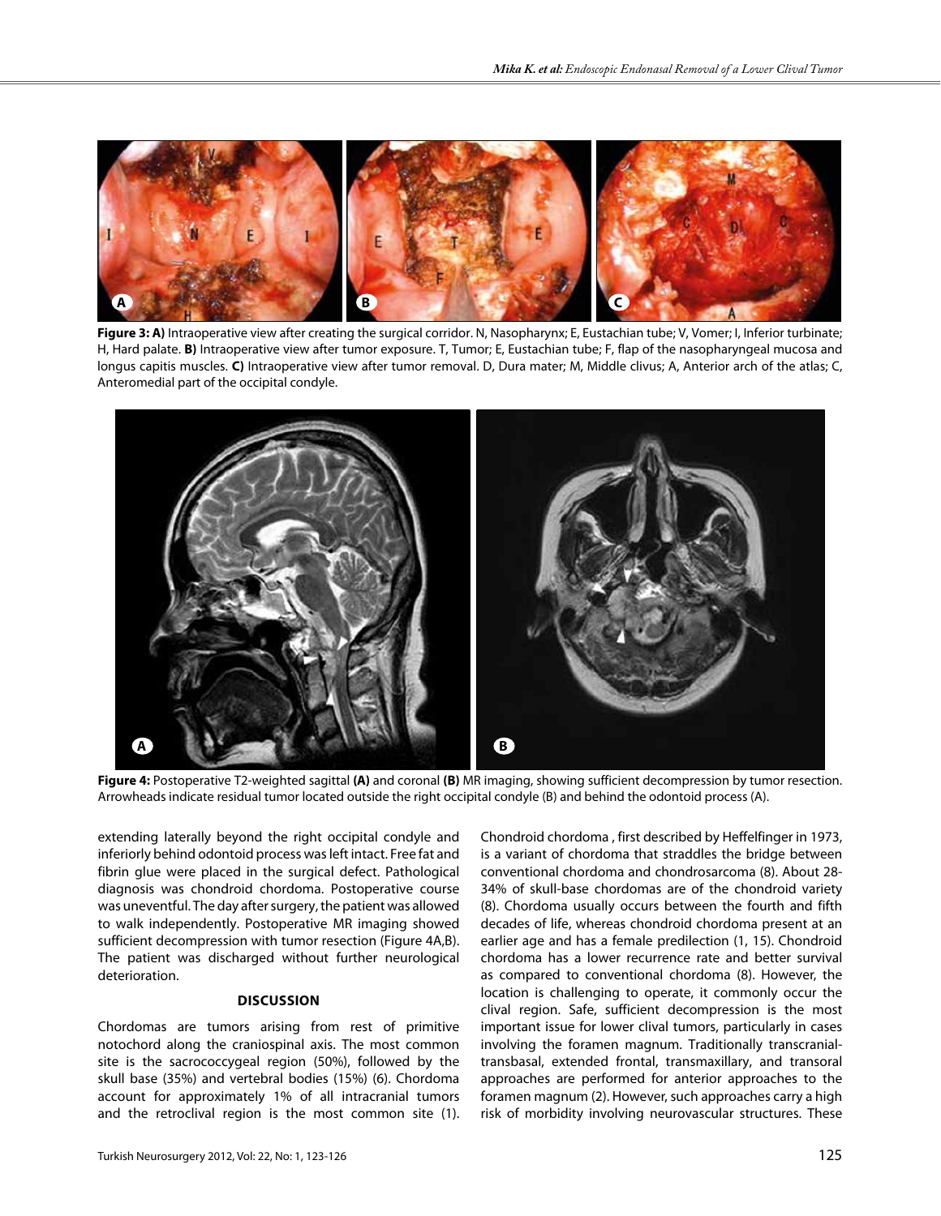**Figure 3: A)** Intraoperative view after creating the surgical corridor. N, Nasopharynx; E, Eustachian tube; V, Vomer; I, Inferior turbinate; H, Hard palate. **B)** Intraoperative view after tumor exposure. T, Tumor; E, Eustachian tube; F, flap of the nasopharyngeal mucosa and longus capitis muscles. **C)** Intraoperative view after tumor removal. D, Dura mater; M, Middle clivus; A, Anterior arch of the atlas; C, Anteromedial part of the occipital condyle.

**Figure 4:** Postoperative T2-weighted sagittal **(A)** and coronal **(B)** MR imaging, showing sufficient decompression by tumor resection. Arrowheads indicate residual tumor located outside the right occipital condyle (B) and behind the odontoid process (A).

extending laterally beyond the right occipital condyle and inferiorly behind odontoid process was left intact. Free fat and fibrin glue were placed in the surgical defect. Pathological diagnosis was chondroid chordoma. Postoperative course was uneventful. The day after surgery, the patient was allowed to walk independently. Postoperative MR imaging showed sufficient decompression with tumor resection (Figure 4A,B). The patient was discharged without further neurological deterioration.

## DISCUSSION

Chordomas are tumors arising from rest of primitive notochord along the craniospinal axis. The most common site is the sacrococcygeal region (50%), followed by the skull base (35%) and vertebral bodies (15%) (6). Chordoma account for approximately 1% of all intracranial tumors and the retroclival region is the most common site (1). Chondroid chordoma , first described by Heffelfinger in 1973, is a variant of chordoma that straddles the bridge between conventional chordoma and chondrosarcoma (8). About 28-34% of skull-base chordomas are of the chondroid variety (8). Chordoma usually occurs between the fourth and fifth decades of life, whereas chondroid chordoma present at an earlier age and has a female predilection (1, 15). Chondroid chordoma has a lower recurrence rate and better survival as compared to conventional chordoma (8). However, the location is challenging to operate, it commonly occur the clival region. Safe, sufficient decompression is the most important issue for lower clival tumors, particularly in cases involving the foramen magnum. Traditionally transcranial-transbasal, extended frontal, transmaxillary, and transoral approaches are performed for anterior approaches to the foramen magnum (2). However, such approaches carry a high risk of morbidity involving neurovascular structures. These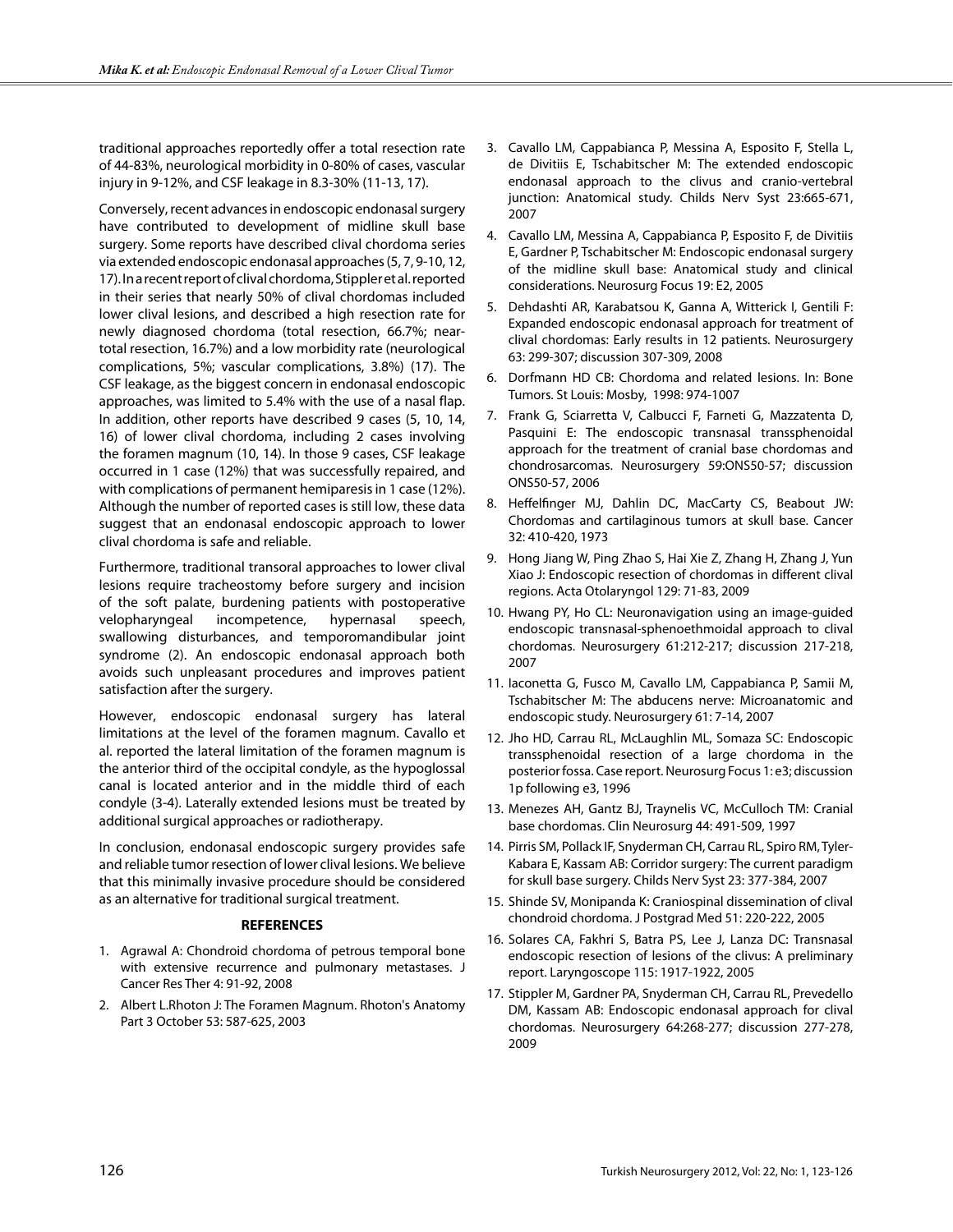traditional approaches reportedly offer a total resection rate of 44-83%, neurological morbidity in 0-80% of cases, vascular injury in 9-12%, and CSF leakage in 8.3-30% (11-13, 17).

Conversely, recent advances in endoscopic endonasal surgery have contributed to development of midline skull base surgery. Some reports have described clival chordoma series via extended endoscopic endonasal approaches (5, 7, 9-10, 12, 17). In a recent report of clival chordoma, Stippler et al. reported in their series that nearly 50% of clival chordomas included lower clival lesions, and described a high resection rate for newly diagnosed chordoma (total resection, 66.7%; near-total resection, 16.7%) and a low morbidity rate (neurological complications, 5%; vascular complications, 3.8%) (17). The CSF leakage, as the biggest concern in endonasal endoscopic approaches, was limited to 5.4% with the use of a nasal flap. In addition, other reports have described 9 cases (5, 10, 14, 16) of lower clival chordoma, including 2 cases involving the foramen magnum (10, 14). In those 9 cases, CSF leakage occurred in 1 case (12%) that was successfully repaired, and with complications of permanent hemiparesis in 1 case (12%). Although the number of reported cases is still low, these data suggest that an endonasal endoscopic approach to lower clival chordoma is safe and reliable.

Furthermore, traditional transoral approaches to lower clival lesions require tracheostomy before surgery and incision of the soft palate, burdening patients with postoperative velopharyngeal incompetence, hypernasal speech, swallowing disturbances, and temporomandibular joint syndrome (2). An endoscopic endonasal approach both avoids such unpleasant procedures and improves patient satisfaction after the surgery.

However, endoscopic endonasal surgery has lateral limitations at the level of the foramen magnum. Cavallo et al. reported the lateral limitation of the foramen magnum is the anterior third of the occipital condyle, as the hypoglossal canal is located anterior and in the middle third of each condyle (3-4). Laterally extended lesions must be treated by additional surgical approaches or radiotherapy.

In conclusion, endonasal endoscopic surgery provides safe and reliable tumor resection of lower clival lesions. We believe that this minimally invasive procedure should be considered as an alternative for traditional surgical treatment.

## REFERENCES

1. Agrawal A: Chondroid chordoma of petrous temporal bone with extensive recurrence and pulmonary metastases. J Cancer Res Ther 4: 91-92, 2008
2. Albert L.Rhoton J: The Foramen Magnum. Rhoton's Anatomy Part 3 October 53: 587-625, 2003
3. Cavallo LM, Cappabianca P, Messina A, Esposito F, Stella L, de Divitiis E, Tschabitscher M: The extended endoscopic endonasal approach to the clivus and cranio-vertebral junction: Anatomical study. Childs Nerv Syst 23:665-671, 2007
4. Cavallo LM, Messina A, Cappabianca P, Esposito F, de Divitiis E, Gardner P, Tschabitscher M: Endoscopic endonasal surgery of the midline skull base: Anatomical study and clinical considerations. Neurosurg Focus 19: E2, 2005
5. Dehdashti AR, Karabatsou K, Ganna A, Witterick I, Gentili F: Expanded endoscopic endonasal approach for treatment of clival chordomas: Early results in 12 patients. Neurosurgery 63: 299-307; discussion 307-309, 2008
6. Dorfmann HD CB: Chordoma and related lesions. In: Bone Tumors. St Louis: Mosby, 1998: 974-1007
7. Frank G, Sciarretta V, Calbucci F, Farneti G, Mazzatenta D, Pasquini E: The endoscopic transnasal transsphenoidal approach for the treatment of cranial base chordomas and chondrosarcomas. Neurosurgery 59:ONS50-57; discussion ONS50-57, 2006
8. Heffelfinger MJ, Dahlin DC, MacCarty CS, Beabout JW: Chordomas and cartilaginous tumors at skull base. Cancer 32: 410-420, 1973
9. Hong Jiang W, Ping Zhao S, Hai Xie Z, Zhang H, Zhang J, Yun Xiao J: Endoscopic resection of chordomas in different clival regions. Acta Otolaryngol 129: 71-83, 2009
10. Hwang PY, Ho CL: Neuronavigation using an image-guided endoscopic transnasal-sphenoethmoidal approach to clival chordomas. Neurosurgery 61:212-217; discussion 217-218, 2007
11. Iaconetta G, Fusco M, Cavallo LM, Cappabianca P, Samii M, Tschabitscher M: The abducens nerve: Microanatomic and endoscopic study. Neurosurgery 61: 7-14, 2007
12. Jho HD, Carrau RL, McLaughlin ML, Somaza SC: Endoscopic transsphenoidal resection of a large chordoma in the posterior fossa. Case report. Neurosurg Focus 1: e3; discussion 1p following e3, 1996
13. Menezes AH, Gantz BJ, Traynelis VC, McCulloch TM: Cranial base chordomas. Clin Neurosurg 44: 491-509, 1997
14. Pirris SM, Pollack IF, Snyderman CH, Carrau RL, Spiro RM, Tyler-Kabara E, Kassam AB: Corridor surgery: The current paradigm for skull base surgery. Childs Nerv Syst 23: 377-384, 2007
15. Shinde SV, Monipanda K: Craniospinal dissemination of clival chondroid chordoma. J Postgrad Med 51: 220-222, 2005
16. Solares CA, Fakhri S, Batra PS, Lee J, Lanza DC: Transnasal endoscopic resection of lesions of the clivus: A preliminary report. Laryngoscope 115: 1917-1922, 2005
17. Stippler M, Gardner PA, Snyderman CH, Carrau RL, Prevedello DM, Kassam AB: Endoscopic endonasal approach for clival chordomas. Neurosurgery 64:268-277; discussion 277-278, 2009